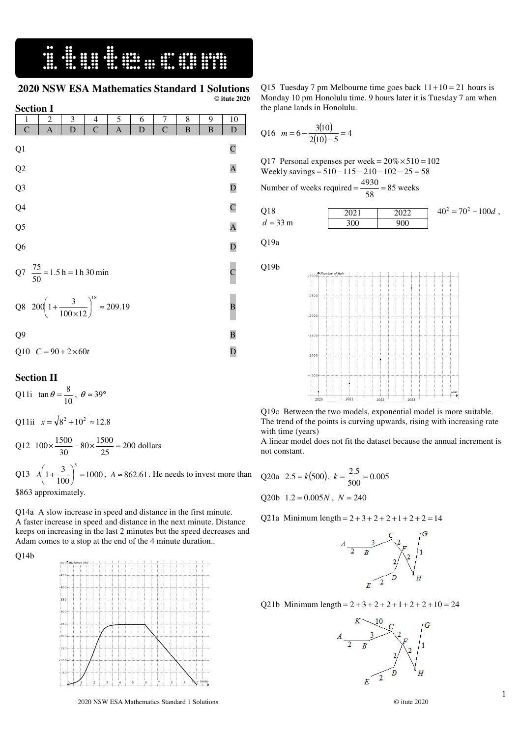# 2020 NSW ESA Mathematics Standard 1 Solutions

**© itute 2020**

## Section I

| 1 | 2 | 3 | 4 | 5 | 6 | 7 | 8 | 9 | 10 |
|---|---|---|---|---|---|---|---|---|---|
| C | A | D | C | A | D | C | B | B | D |

Q1 C

Q2 A

Q3 D

Q4 C

Q5 A

Q6 D

Q7 $\frac{75}{50} = 1.5\text{ h} = 1\text{ h } 30\text{ min}$ C

Q8 $200\left(1 + \frac{3}{100 \times 12}\right)^{18} \approx 209.19$ B

Q9 B

Q10 $C = 90 + 2 \times 60t$ D

## Section II

Q11i $\tan\theta = \frac{8}{10}$, $\theta \approx 39°$

Q11ii $x = \sqrt{8^2 + 10^2} \approx 12.8$

Q12 $100 \times \frac{1500}{30} - 80 \times \frac{1500}{25} = 200$ dollars

Q13 $A\left(1 + \frac{3}{100}\right)^5 = 1000$, $A \approx 862.61$. He needs to invest more than \$863 approximately.

Q14a A slow increase in speed and distance in the first minute. A faster increase in speed and distance in the next minute. Distance keeps on increasing in the last 2 minutes but the speed decreases and Adam comes to a stop at the end of the 4 minute duration..

Q14b

distance (m)
500 450 400 350 300 250 200 150 100 50
0 1 2 3 4 5 6 7 8 9 10 t (min)

Q15 Tuesday 7 pm Melbourne time goes back $11 + 10 = 21$ hours is Monday 10 pm Honolulu time. 9 hours later it is Tuesday 7 am when the plane lands in Honolulu.

Q16 $m = 6 - \frac{3(10)}{2(10) - 5} = 4$

Q17 Personal expenses per week $= 20\% \times 510 = 102$
Weekly savings $= 510 - 115 - 210 - 102 - 25 = 58$
Number of weeks required $= \frac{4930}{58} = 85$ weeks

Q18 $40^2 = 70^2 - 100d$, $d = 33$ m

Q19a

| 2021 | 2022 |
|---|---|
| 300 | 900 |

Q19b

Number of fish
3000 2500 2000 1500 1000 500
2020 2021 2022 2023 year

Q19c Between the two models, exponential model is more suitable. The trend of the points is curving upwards, rising with increasing rate with time (years)
A linear model does not fit the dataset because the annual increment is not constant.

Q20a $2.5 = k(500)$, $k = \frac{2.5}{500} = 0.005$

Q20b $1.2 = 0.005N$, $N = 240$

Q21a Minimum length $= 2 + 3 + 2 + 2 + 1 + 2 + 2 = 14$

A 2 B 3 C 2 F 2 H 1 G; F 2 D 2 E

Q21b Minimum length $= 2 + 3 + 2 + 2 + 1 + 2 + 2 + 10 = 24$

K 10 C; A 2 B 3 C 2 F 2 H 1 G; F 2 D 2 E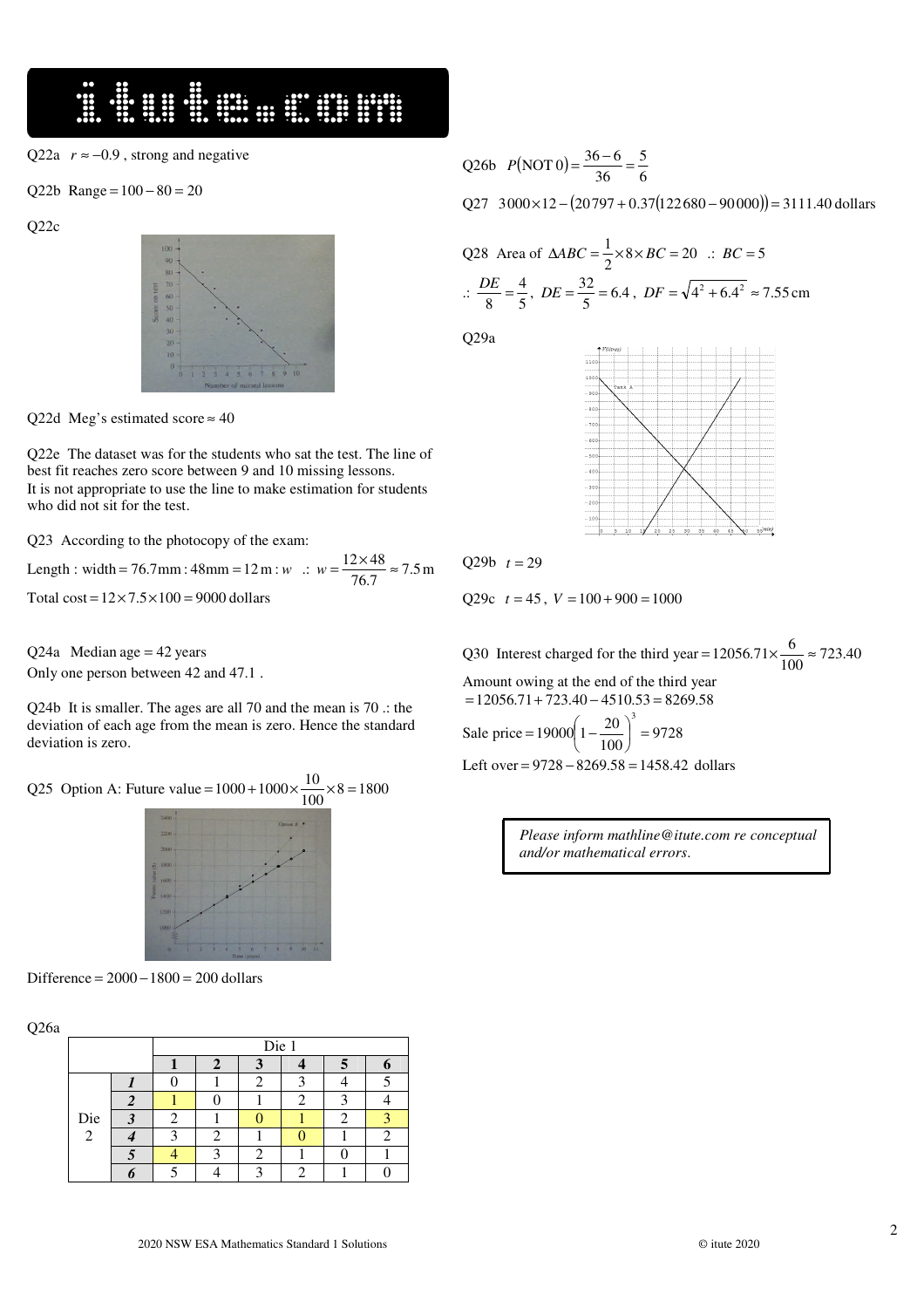Q22a $r \approx -0.9$, strong and negative

Q22b Range $= 100 - 80 = 20$

Q22c

Score on test

Number of missed lessons

Q22d Meg's estimated score $\approx 40$

Q22e The dataset was for the students who sat the test. The line of best fit reaches zero score between 9 and 10 missing lessons. It is not appropriate to use the line to make estimation for students who did not sit for the test.

Q23 According to the photocopy of the exam:

Length : width $= 76.7\text{mm} : 48\text{mm} = 12\,\text{m} : w$ $\therefore\ w = \dfrac{12 \times 48}{76.7} \approx 7.5\,\text{m}$

Total cost $= 12 \times 7.5 \times 100 = 9000$ dollars

Q24a Median age $= 42$ years
Only one person between 42 and 47.1 .

Q24b It is smaller. The ages are all 70 and the mean is 70 $\therefore$ the deviation of each age from the mean is zero. Hence the standard deviation is zero.

Q25 Option A: Future value $= 1000 + 1000 \times \dfrac{10}{100} \times 8 = 1800$

Option B

Difference $= 2000 - 1800 = 200$ dollars

Q26a

| | | Die 1 | | | | | |
|---|---|---|---|---|---|---|---|
| | | **1** | **2** | **3** | **4** | **5** | **6** |
| Die 2 | ***1*** | 0 | 1 | 2 | 3 | 4 | 5 |
| | ***2*** | 1 | 0 | 1 | 2 | 3 | 4 |
| | ***3*** | 2 | 1 | 0 | 1 | 2 | 3 |
| | ***4*** | 3 | 2 | 1 | 0 | 1 | 2 |
| | ***5*** | 4 | 3 | 2 | 1 | 0 | 1 |
| | ***6*** | 5 | 4 | 3 | 2 | 1 | 0 |

Q26b $P(\text{NOT } 0) = \dfrac{36 - 6}{36} = \dfrac{5}{6}$

Q27 $3000 \times 12 - (20797 + 0.37(122680 - 90000)) = 3111.40$ dollars

Q28 Area of $\Delta ABC = \dfrac{1}{2} \times 8 \times BC = 20$ $\therefore\ BC = 5$

$\therefore\ \dfrac{DE}{8} = \dfrac{4}{5}$, $DE = \dfrac{32}{5} = 6.4$, $DF = \sqrt{4^2 + 6.4^2} \approx 7.55\,\text{cm}$

Q29a

V(litres)

Tank A

t(min)

Q29b $t = 29$

Q29c $t = 45$, $V = 100 + 900 = 1000$

Q30 Interest charged for the third year $= 12056.71 \times \dfrac{6}{100} \approx 723.40$

Amount owing at the end of the third year
$= 12056.71 + 723.40 - 4510.53 = 8269.58$

Sale price $= 19000\left(1 - \dfrac{20}{100}\right)^3 = 9728$

Left over $= 9728 - 8269.58 = 1458.42$ dollars

*Please inform mathline@itute.com re conceptual and/or mathematical errors.*